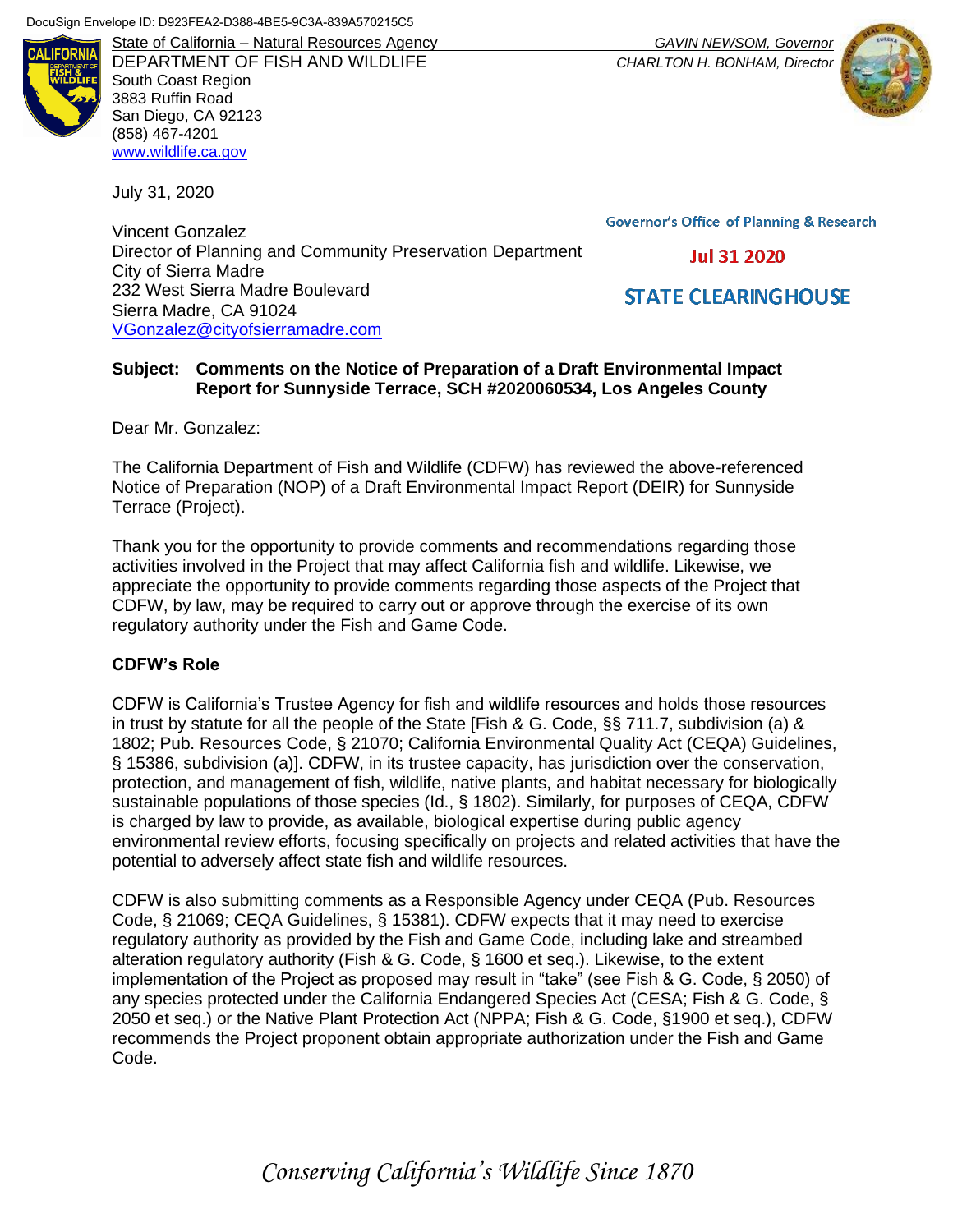DocuSign Envelope ID: D923FEA2-D388-4BE5-9C3A-839A570215C5

State of California – Natural Resources Agency
DEPARTMENT OF FISH AND WILDLIFE
South Coast Region
3883 Ruffin Road
San Diego, CA 92123
(858) 467-4201
www.wildlife.ca.gov

*GAVIN NEWSOM, Governor*
*CHARLTON H. BONHAM, Director*

July 31, 2020

Governor's Office of Planning & Research

Jul 31 2020

STATE CLEARINGHOUSE

Vincent Gonzalez
Director of Planning and Community Preservation Department
City of Sierra Madre
232 West Sierra Madre Boulevard
Sierra Madre, CA 91024
VGonzalez@cityofsierramadre.com

**Subject: Comments on the Notice of Preparation of a Draft Environmental Impact Report for Sunnyside Terrace, SCH #2020060534, Los Angeles County**

Dear Mr. Gonzalez:

The California Department of Fish and Wildlife (CDFW) has reviewed the above-referenced Notice of Preparation (NOP) of a Draft Environmental Impact Report (DEIR) for Sunnyside Terrace (Project).

Thank you for the opportunity to provide comments and recommendations regarding those activities involved in the Project that may affect California fish and wildlife. Likewise, we appreciate the opportunity to provide comments regarding those aspects of the Project that CDFW, by law, may be required to carry out or approve through the exercise of its own regulatory authority under the Fish and Game Code.

**CDFW's Role**

CDFW is California's Trustee Agency for fish and wildlife resources and holds those resources in trust by statute for all the people of the State [Fish & G. Code, §§ 711.7, subdivision (a) & 1802; Pub. Resources Code, § 21070; California Environmental Quality Act (CEQA) Guidelines, § 15386, subdivision (a)]. CDFW, in its trustee capacity, has jurisdiction over the conservation, protection, and management of fish, wildlife, native plants, and habitat necessary for biologically sustainable populations of those species (Id., § 1802). Similarly, for purposes of CEQA, CDFW is charged by law to provide, as available, biological expertise during public agency environmental review efforts, focusing specifically on projects and related activities that have the potential to adversely affect state fish and wildlife resources.

CDFW is also submitting comments as a Responsible Agency under CEQA (Pub. Resources Code, § 21069; CEQA Guidelines, § 15381). CDFW expects that it may need to exercise regulatory authority as provided by the Fish and Game Code, including lake and streambed alteration regulatory authority (Fish & G. Code, § 1600 et seq.). Likewise, to the extent implementation of the Project as proposed may result in "take" (see Fish & G. Code, § 2050) of any species protected under the California Endangered Species Act (CESA; Fish & G. Code, § 2050 et seq.) or the Native Plant Protection Act (NPPA; Fish & G. Code, §1900 et seq.), CDFW recommends the Project proponent obtain appropriate authorization under the Fish and Game Code.

*Conserving California's Wildlife Since 1870*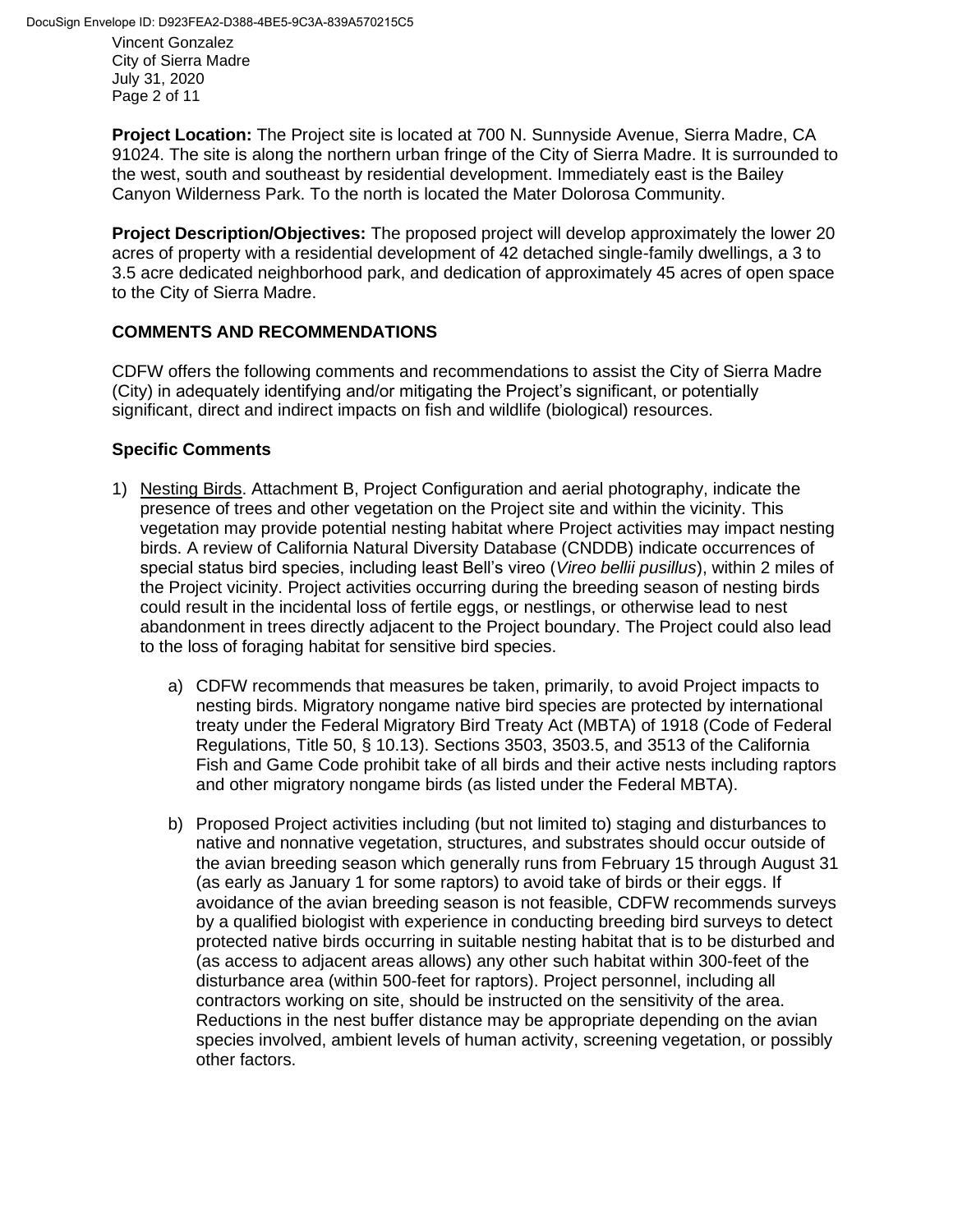**Project Location:** The Project site is located at 700 N. Sunnyside Avenue, Sierra Madre, CA 91024. The site is along the northern urban fringe of the City of Sierra Madre. It is surrounded to the west, south and southeast by residential development. Immediately east is the Bailey Canyon Wilderness Park. To the north is located the Mater Dolorosa Community.

**Project Description/Objectives:** The proposed project will develop approximately the lower 20 acres of property with a residential development of 42 detached single-family dwellings, a 3 to 3.5 acre dedicated neighborhood park, and dedication of approximately 45 acres of open space to the City of Sierra Madre.

## COMMENTS AND RECOMMENDATIONS

CDFW offers the following comments and recommendations to assist the City of Sierra Madre (City) in adequately identifying and/or mitigating the Project's significant, or potentially significant, direct and indirect impacts on fish and wildlife (biological) resources.

### Specific Comments

1) Nesting Birds. Attachment B, Project Configuration and aerial photography, indicate the presence of trees and other vegetation on the Project site and within the vicinity. This vegetation may provide potential nesting habitat where Project activities may impact nesting birds. A review of California Natural Diversity Database (CNDDB) indicate occurrences of special status bird species, including least Bell's vireo (*Vireo bellii pusillus*), within 2 miles of the Project vicinity. Project activities occurring during the breeding season of nesting birds could result in the incidental loss of fertile eggs, or nestlings, or otherwise lead to nest abandonment in trees directly adjacent to the Project boundary. The Project could also lead to the loss of foraging habitat for sensitive bird species.

   a) CDFW recommends that measures be taken, primarily, to avoid Project impacts to nesting birds. Migratory nongame native bird species are protected by international treaty under the Federal Migratory Bird Treaty Act (MBTA) of 1918 (Code of Federal Regulations, Title 50, § 10.13). Sections 3503, 3503.5, and 3513 of the California Fish and Game Code prohibit take of all birds and their active nests including raptors and other migratory nongame birds (as listed under the Federal MBTA).

   b) Proposed Project activities including (but not limited to) staging and disturbances to native and nonnative vegetation, structures, and substrates should occur outside of the avian breeding season which generally runs from February 15 through August 31 (as early as January 1 for some raptors) to avoid take of birds or their eggs. If avoidance of the avian breeding season is not feasible, CDFW recommends surveys by a qualified biologist with experience in conducting breeding bird surveys to detect protected native birds occurring in suitable nesting habitat that is to be disturbed and (as access to adjacent areas allows) any other such habitat within 300-feet of the disturbance area (within 500-feet for raptors). Project personnel, including all contractors working on site, should be instructed on the sensitivity of the area. Reductions in the nest buffer distance may be appropriate depending on the avian species involved, ambient levels of human activity, screening vegetation, or possibly other factors.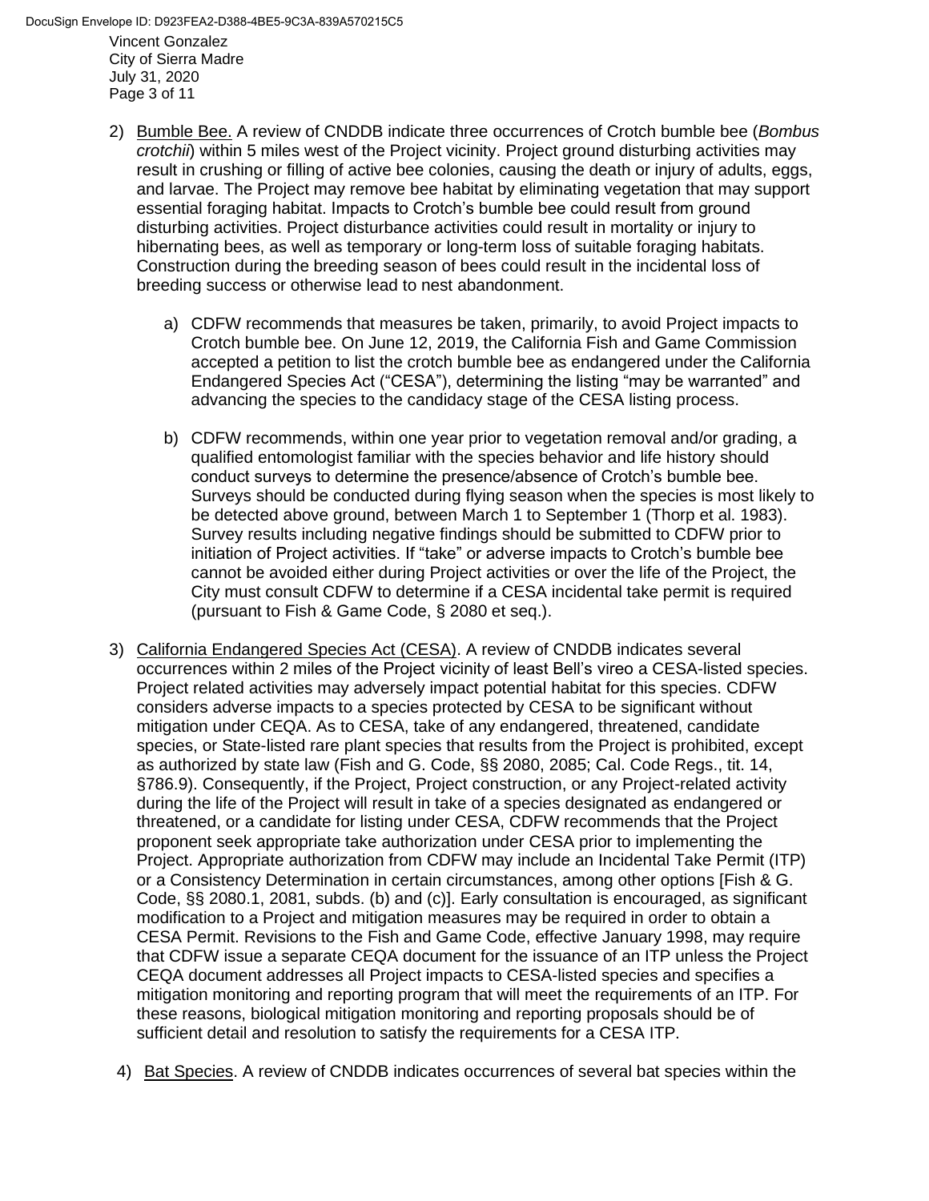2) Bumble Bee. A review of CNDDB indicate three occurrences of Crotch bumble bee (*Bombus crotchii*) within 5 miles west of the Project vicinity. Project ground disturbing activities may result in crushing or filling of active bee colonies, causing the death or injury of adults, eggs, and larvae. The Project may remove bee habitat by eliminating vegetation that may support essential foraging habitat. Impacts to Crotch's bumble bee could result from ground disturbing activities. Project disturbance activities could result in mortality or injury to hibernating bees, as well as temporary or long-term loss of suitable foraging habitats. Construction during the breeding season of bees could result in the incidental loss of breeding success or otherwise lead to nest abandonment.

   a) CDFW recommends that measures be taken, primarily, to avoid Project impacts to Crotch bumble bee. On June 12, 2019, the California Fish and Game Commission accepted a petition to list the crotch bumble bee as endangered under the California Endangered Species Act ("CESA"), determining the listing "may be warranted" and advancing the species to the candidacy stage of the CESA listing process.

   b) CDFW recommends, within one year prior to vegetation removal and/or grading, a qualified entomologist familiar with the species behavior and life history should conduct surveys to determine the presence/absence of Crotch's bumble bee. Surveys should be conducted during flying season when the species is most likely to be detected above ground, between March 1 to September 1 (Thorp et al. 1983). Survey results including negative findings should be submitted to CDFW prior to initiation of Project activities. If "take" or adverse impacts to Crotch's bumble bee cannot be avoided either during Project activities or over the life of the Project, the City must consult CDFW to determine if a CESA incidental take permit is required (pursuant to Fish & Game Code, § 2080 et seq.).

3) California Endangered Species Act (CESA). A review of CNDDB indicates several occurrences within 2 miles of the Project vicinity of least Bell's vireo a CESA-listed species. Project related activities may adversely impact potential habitat for this species. CDFW considers adverse impacts to a species protected by CESA to be significant without mitigation under CEQA. As to CESA, take of any endangered, threatened, candidate species, or State-listed rare plant species that results from the Project is prohibited, except as authorized by state law (Fish and G. Code, §§ 2080, 2085; Cal. Code Regs., tit. 14, §786.9). Consequently, if the Project, Project construction, or any Project-related activity during the life of the Project will result in take of a species designated as endangered or threatened, or a candidate for listing under CESA, CDFW recommends that the Project proponent seek appropriate take authorization under CESA prior to implementing the Project. Appropriate authorization from CDFW may include an Incidental Take Permit (ITP) or a Consistency Determination in certain circumstances, among other options [Fish & G. Code, §§ 2080.1, 2081, subds. (b) and (c)]. Early consultation is encouraged, as significant modification to a Project and mitigation measures may be required in order to obtain a CESA Permit. Revisions to the Fish and Game Code, effective January 1998, may require that CDFW issue a separate CEQA document for the issuance of an ITP unless the Project CEQA document addresses all Project impacts to CESA-listed species and specifies a mitigation monitoring and reporting program that will meet the requirements of an ITP. For these reasons, biological mitigation monitoring and reporting proposals should be of sufficient detail and resolution to satisfy the requirements for a CESA ITP.

4) Bat Species. A review of CNDDB indicates occurrences of several bat species within the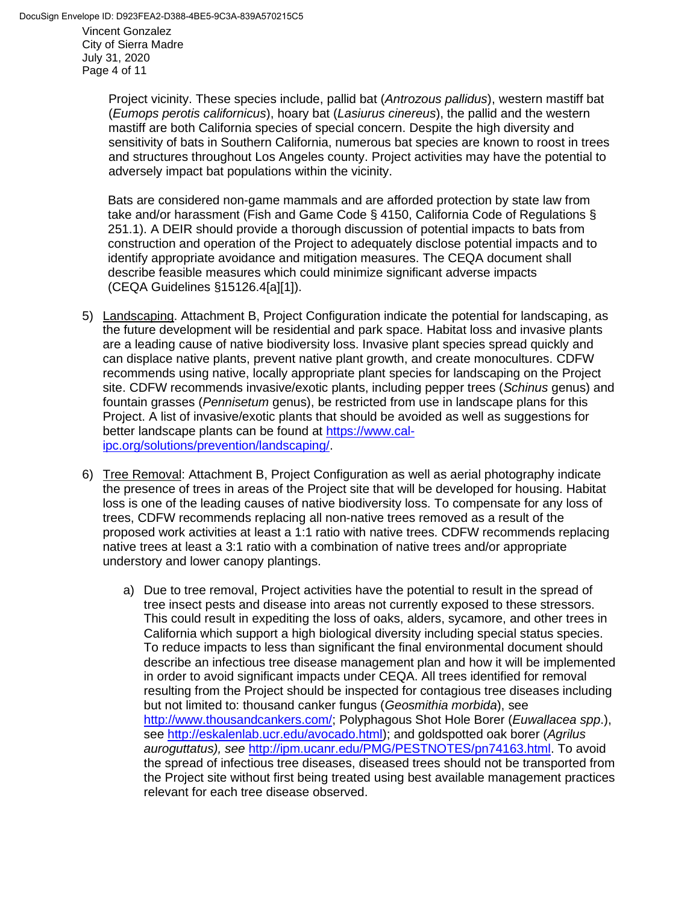Project vicinity. These species include, pallid bat (*Antrozous pallidus*), western mastiff bat (*Eumops perotis californicus*), hoary bat (*Lasiurus cinereus*), the pallid and the western mastiff are both California species of special concern. Despite the high diversity and sensitivity of bats in Southern California, numerous bat species are known to roost in trees and structures throughout Los Angeles county. Project activities may have the potential to adversely impact bat populations within the vicinity.

Bats are considered non-game mammals and are afforded protection by state law from take and/or harassment (Fish and Game Code § 4150, California Code of Regulations § 251.1). A DEIR should provide a thorough discussion of potential impacts to bats from construction and operation of the Project to adequately disclose potential impacts and to identify appropriate avoidance and mitigation measures. The CEQA document shall describe feasible measures which could minimize significant adverse impacts (CEQA Guidelines §15126.4[a][1]).

5) Landscaping. Attachment B, Project Configuration indicate the potential for landscaping, as the future development will be residential and park space. Habitat loss and invasive plants are a leading cause of native biodiversity loss. Invasive plant species spread quickly and can displace native plants, prevent native plant growth, and create monocultures. CDFW recommends using native, locally appropriate plant species for landscaping on the Project site. CDFW recommends invasive/exotic plants, including pepper trees (*Schinus* genus) and fountain grasses (*Pennisetum* genus), be restricted from use in landscape plans for this Project. A list of invasive/exotic plants that should be avoided as well as suggestions for better landscape plants can be found at https://www.cal-ipc.org/solutions/prevention/landscaping/.

6) Tree Removal: Attachment B, Project Configuration as well as aerial photography indicate the presence of trees in areas of the Project site that will be developed for housing. Habitat loss is one of the leading causes of native biodiversity loss. To compensate for any loss of trees, CDFW recommends replacing all non-native trees removed as a result of the proposed work activities at least a 1:1 ratio with native trees. CDFW recommends replacing native trees at least a 3:1 ratio with a combination of native trees and/or appropriate understory and lower canopy plantings.

   a) Due to tree removal, Project activities have the potential to result in the spread of tree insect pests and disease into areas not currently exposed to these stressors. This could result in expediting the loss of oaks, alders, sycamore, and other trees in California which support a high biological diversity including special status species. To reduce impacts to less than significant the final environmental document should describe an infectious tree disease management plan and how it will be implemented in order to avoid significant impacts under CEQA. All trees identified for removal resulting from the Project should be inspected for contagious tree diseases including but not limited to: thousand canker fungus (*Geosmithia morbida*), see http://www.thousandcankers.com/; Polyphagous Shot Hole Borer (*Euwallacea spp*.), see http://eskalenlab.ucr.edu/avocado.html); and goldspotted oak borer (*Agrilus auroguttatus), see* http://ipm.ucanr.edu/PMG/PESTNOTES/pn74163.html. To avoid the spread of infectious tree diseases, diseased trees should not be transported from the Project site without first being treated using best available management practices relevant for each tree disease observed.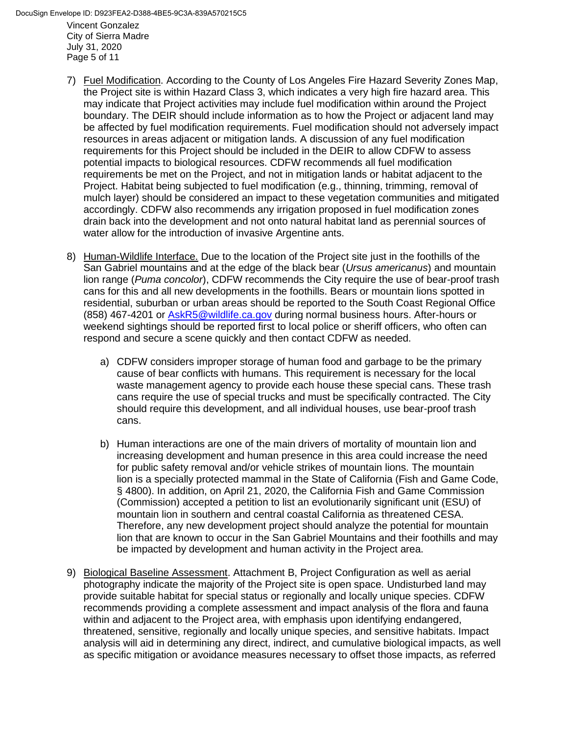7) Fuel Modification. According to the County of Los Angeles Fire Hazard Severity Zones Map, the Project site is within Hazard Class 3, which indicates a very high fire hazard area. This may indicate that Project activities may include fuel modification within around the Project boundary. The DEIR should include information as to how the Project or adjacent land may be affected by fuel modification requirements. Fuel modification should not adversely impact resources in areas adjacent or mitigation lands. A discussion of any fuel modification requirements for this Project should be included in the DEIR to allow CDFW to assess potential impacts to biological resources. CDFW recommends all fuel modification requirements be met on the Project, and not in mitigation lands or habitat adjacent to the Project. Habitat being subjected to fuel modification (e.g., thinning, trimming, removal of mulch layer) should be considered an impact to these vegetation communities and mitigated accordingly. CDFW also recommends any irrigation proposed in fuel modification zones drain back into the development and not onto natural habitat land as perennial sources of water allow for the introduction of invasive Argentine ants.

8) Human-Wildlife Interface. Due to the location of the Project site just in the foothills of the San Gabriel mountains and at the edge of the black bear (*Ursus americanus*) and mountain lion range (*Puma concolor*), CDFW recommends the City require the use of bear-proof trash cans for this and all new developments in the foothills. Bears or mountain lions spotted in residential, suburban or urban areas should be reported to the South Coast Regional Office (858) 467-4201 or AskR5@wildlife.ca.gov during normal business hours. After-hours or weekend sightings should be reported first to local police or sheriff officers, who often can respond and secure a scene quickly and then contact CDFW as needed.

    a) CDFW considers improper storage of human food and garbage to be the primary cause of bear conflicts with humans. This requirement is necessary for the local waste management agency to provide each house these special cans. These trash cans require the use of special trucks and must be specifically contracted. The City should require this development, and all individual houses, use bear-proof trash cans.

    b) Human interactions are one of the main drivers of mortality of mountain lion and increasing development and human presence in this area could increase the need for public safety removal and/or vehicle strikes of mountain lions. The mountain lion is a specially protected mammal in the State of California (Fish and Game Code, § 4800). In addition, on April 21, 2020, the California Fish and Game Commission (Commission) accepted a petition to list an evolutionarily significant unit (ESU) of mountain lion in southern and central coastal California as threatened CESA. Therefore, any new development project should analyze the potential for mountain lion that are known to occur in the San Gabriel Mountains and their foothills and may be impacted by development and human activity in the Project area.

9) Biological Baseline Assessment. Attachment B, Project Configuration as well as aerial photography indicate the majority of the Project site is open space. Undisturbed land may provide suitable habitat for special status or regionally and locally unique species. CDFW recommends providing a complete assessment and impact analysis of the flora and fauna within and adjacent to the Project area, with emphasis upon identifying endangered, threatened, sensitive, regionally and locally unique species, and sensitive habitats. Impact analysis will aid in determining any direct, indirect, and cumulative biological impacts, as well as specific mitigation or avoidance measures necessary to offset those impacts, as referred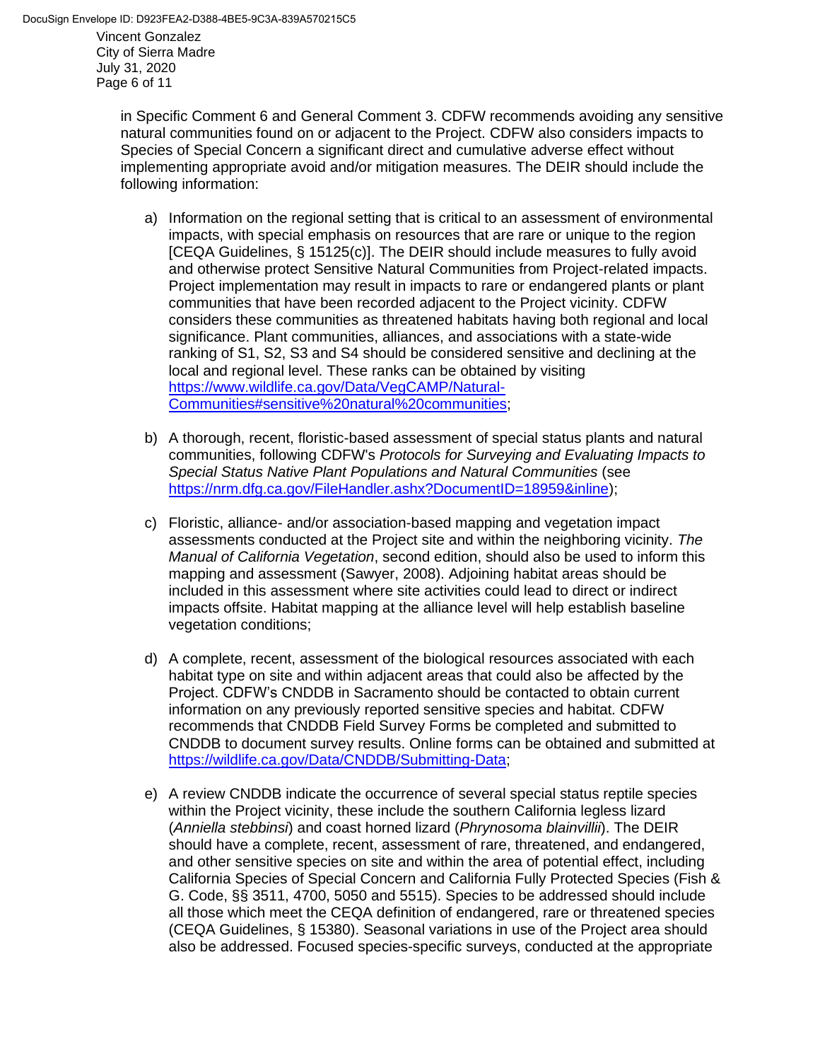in Specific Comment 6 and General Comment 3. CDFW recommends avoiding any sensitive natural communities found on or adjacent to the Project. CDFW also considers impacts to Species of Special Concern a significant direct and cumulative adverse effect without implementing appropriate avoid and/or mitigation measures. The DEIR should include the following information:

a) Information on the regional setting that is critical to an assessment of environmental impacts, with special emphasis on resources that are rare or unique to the region [CEQA Guidelines, § 15125(c)]. The DEIR should include measures to fully avoid and otherwise protect Sensitive Natural Communities from Project-related impacts. Project implementation may result in impacts to rare or endangered plants or plant communities that have been recorded adjacent to the Project vicinity. CDFW considers these communities as threatened habitats having both regional and local significance. Plant communities, alliances, and associations with a state-wide ranking of S1, S2, S3 and S4 should be considered sensitive and declining at the local and regional level. These ranks can be obtained by visiting [https://www.wildlife.ca.gov/Data/VegCAMP/Natural-Communities#sensitive%20natural%20communities](https://www.wildlife.ca.gov/Data/VegCAMP/Natural-Communities#sensitive%20natural%20communities);

b) A thorough, recent, floristic-based assessment of special status plants and natural communities, following CDFW's *Protocols for Surveying and Evaluating Impacts to Special Status Native Plant Populations and Natural Communities* (see [https://nrm.dfg.ca.gov/FileHandler.ashx?DocumentID=18959&inline](https://nrm.dfg.ca.gov/FileHandler.ashx?DocumentID=18959&inline));

c) Floristic, alliance- and/or association-based mapping and vegetation impact assessments conducted at the Project site and within the neighboring vicinity. *The Manual of California Vegetation*, second edition, should also be used to inform this mapping and assessment (Sawyer, 2008). Adjoining habitat areas should be included in this assessment where site activities could lead to direct or indirect impacts offsite. Habitat mapping at the alliance level will help establish baseline vegetation conditions;

d) A complete, recent, assessment of the biological resources associated with each habitat type on site and within adjacent areas that could also be affected by the Project. CDFW's CNDDB in Sacramento should be contacted to obtain current information on any previously reported sensitive species and habitat. CDFW recommends that CNDDB Field Survey Forms be completed and submitted to CNDDB to document survey results. Online forms can be obtained and submitted at [https://wildlife.ca.gov/Data/CNDDB/Submitting-Data](https://wildlife.ca.gov/Data/CNDDB/Submitting-Data);

e) A review CNDDB indicate the occurrence of several special status reptile species within the Project vicinity, these include the southern California legless lizard (*Anniella stebbinsi*) and coast horned lizard (*Phrynosoma blainvillii*). The DEIR should have a complete, recent, assessment of rare, threatened, and endangered, and other sensitive species on site and within the area of potential effect, including California Species of Special Concern and California Fully Protected Species (Fish & G. Code, §§ 3511, 4700, 5050 and 5515). Species to be addressed should include all those which meet the CEQA definition of endangered, rare or threatened species (CEQA Guidelines, § 15380). Seasonal variations in use of the Project area should also be addressed. Focused species-specific surveys, conducted at the appropriate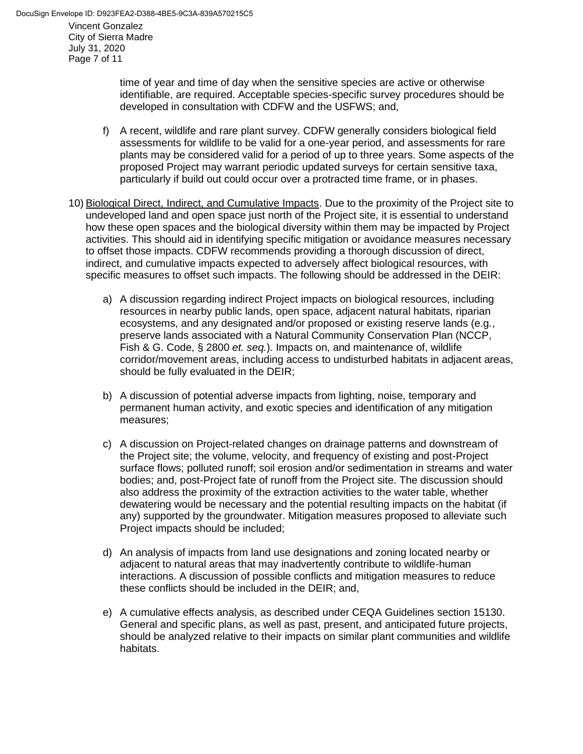time of year and time of day when the sensitive species are active or otherwise identifiable, are required. Acceptable species-specific survey procedures should be developed in consultation with CDFW and the USFWS; and,

f) A recent, wildlife and rare plant survey. CDFW generally considers biological field assessments for wildlife to be valid for a one-year period, and assessments for rare plants may be considered valid for a period of up to three years. Some aspects of the proposed Project may warrant periodic updated surveys for certain sensitive taxa, particularly if build out could occur over a protracted time frame, or in phases.

10) Biological Direct, Indirect, and Cumulative Impacts. Due to the proximity of the Project site to undeveloped land and open space just north of the Project site, it is essential to understand how these open spaces and the biological diversity within them may be impacted by Project activities. This should aid in identifying specific mitigation or avoidance measures necessary to offset those impacts. CDFW recommends providing a thorough discussion of direct, indirect, and cumulative impacts expected to adversely affect biological resources, with specific measures to offset such impacts. The following should be addressed in the DEIR:

a) A discussion regarding indirect Project impacts on biological resources, including resources in nearby public lands, open space, adjacent natural habitats, riparian ecosystems, and any designated and/or proposed or existing reserve lands (e.g., preserve lands associated with a Natural Community Conservation Plan (NCCP, Fish & G. Code, § 2800 *et. seq.*). Impacts on, and maintenance of, wildlife corridor/movement areas, including access to undisturbed habitats in adjacent areas, should be fully evaluated in the DEIR;

b) A discussion of potential adverse impacts from lighting, noise, temporary and permanent human activity, and exotic species and identification of any mitigation measures;

c) A discussion on Project-related changes on drainage patterns and downstream of the Project site; the volume, velocity, and frequency of existing and post-Project surface flows; polluted runoff; soil erosion and/or sedimentation in streams and water bodies; and, post-Project fate of runoff from the Project site. The discussion should also address the proximity of the extraction activities to the water table, whether dewatering would be necessary and the potential resulting impacts on the habitat (if any) supported by the groundwater. Mitigation measures proposed to alleviate such Project impacts should be included;

d) An analysis of impacts from land use designations and zoning located nearby or adjacent to natural areas that may inadvertently contribute to wildlife-human interactions. A discussion of possible conflicts and mitigation measures to reduce these conflicts should be included in the DEIR; and,

e) A cumulative effects analysis, as described under CEQA Guidelines section 15130. General and specific plans, as well as past, present, and anticipated future projects, should be analyzed relative to their impacts on similar plant communities and wildlife habitats.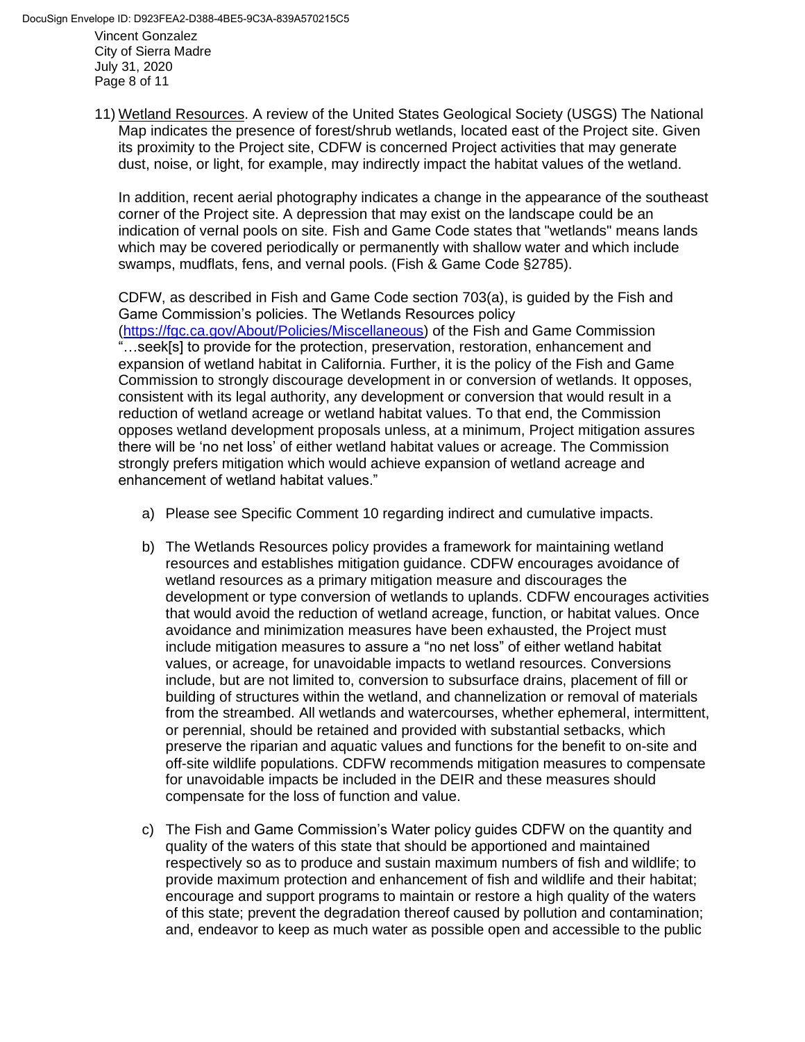11) Wetland Resources. A review of the United States Geological Society (USGS) The National Map indicates the presence of forest/shrub wetlands, located east of the Project site. Given its proximity to the Project site, CDFW is concerned Project activities that may generate dust, noise, or light, for example, may indirectly impact the habitat values of the wetland.

    In addition, recent aerial photography indicates a change in the appearance of the southeast corner of the Project site. A depression that may exist on the landscape could be an indication of vernal pools on site. Fish and Game Code states that "wetlands" means lands which may be covered periodically or permanently with shallow water and which include swamps, mudflats, fens, and vernal pools. (Fish & Game Code §2785).

    CDFW, as described in Fish and Game Code section 703(a), is guided by the Fish and Game Commission's policies. The Wetlands Resources policy (https://fgc.ca.gov/About/Policies/Miscellaneous) of the Fish and Game Commission "…seek[s] to provide for the protection, preservation, restoration, enhancement and expansion of wetland habitat in California. Further, it is the policy of the Fish and Game Commission to strongly discourage development in or conversion of wetlands. It opposes, consistent with its legal authority, any development or conversion that would result in a reduction of wetland acreage or wetland habitat values. To that end, the Commission opposes wetland development proposals unless, at a minimum, Project mitigation assures there will be 'no net loss' of either wetland habitat values or acreage. The Commission strongly prefers mitigation which would achieve expansion of wetland acreage and enhancement of wetland habitat values."

    a) Please see Specific Comment 10 regarding indirect and cumulative impacts.

    b) The Wetlands Resources policy provides a framework for maintaining wetland resources and establishes mitigation guidance. CDFW encourages avoidance of wetland resources as a primary mitigation measure and discourages the development or type conversion of wetlands to uplands. CDFW encourages activities that would avoid the reduction of wetland acreage, function, or habitat values. Once avoidance and minimization measures have been exhausted, the Project must include mitigation measures to assure a "no net loss" of either wetland habitat values, or acreage, for unavoidable impacts to wetland resources. Conversions include, but are not limited to, conversion to subsurface drains, placement of fill or building of structures within the wetland, and channelization or removal of materials from the streambed. All wetlands and watercourses, whether ephemeral, intermittent, or perennial, should be retained and provided with substantial setbacks, which preserve the riparian and aquatic values and functions for the benefit to on-site and off-site wildlife populations. CDFW recommends mitigation measures to compensate for unavoidable impacts be included in the DEIR and these measures should compensate for the loss of function and value.

    c) The Fish and Game Commission's Water policy guides CDFW on the quantity and quality of the waters of this state that should be apportioned and maintained respectively so as to produce and sustain maximum numbers of fish and wildlife; to provide maximum protection and enhancement of fish and wildlife and their habitat; encourage and support programs to maintain or restore a high quality of the waters of this state; prevent the degradation thereof caused by pollution and contamination; and, endeavor to keep as much water as possible open and accessible to the public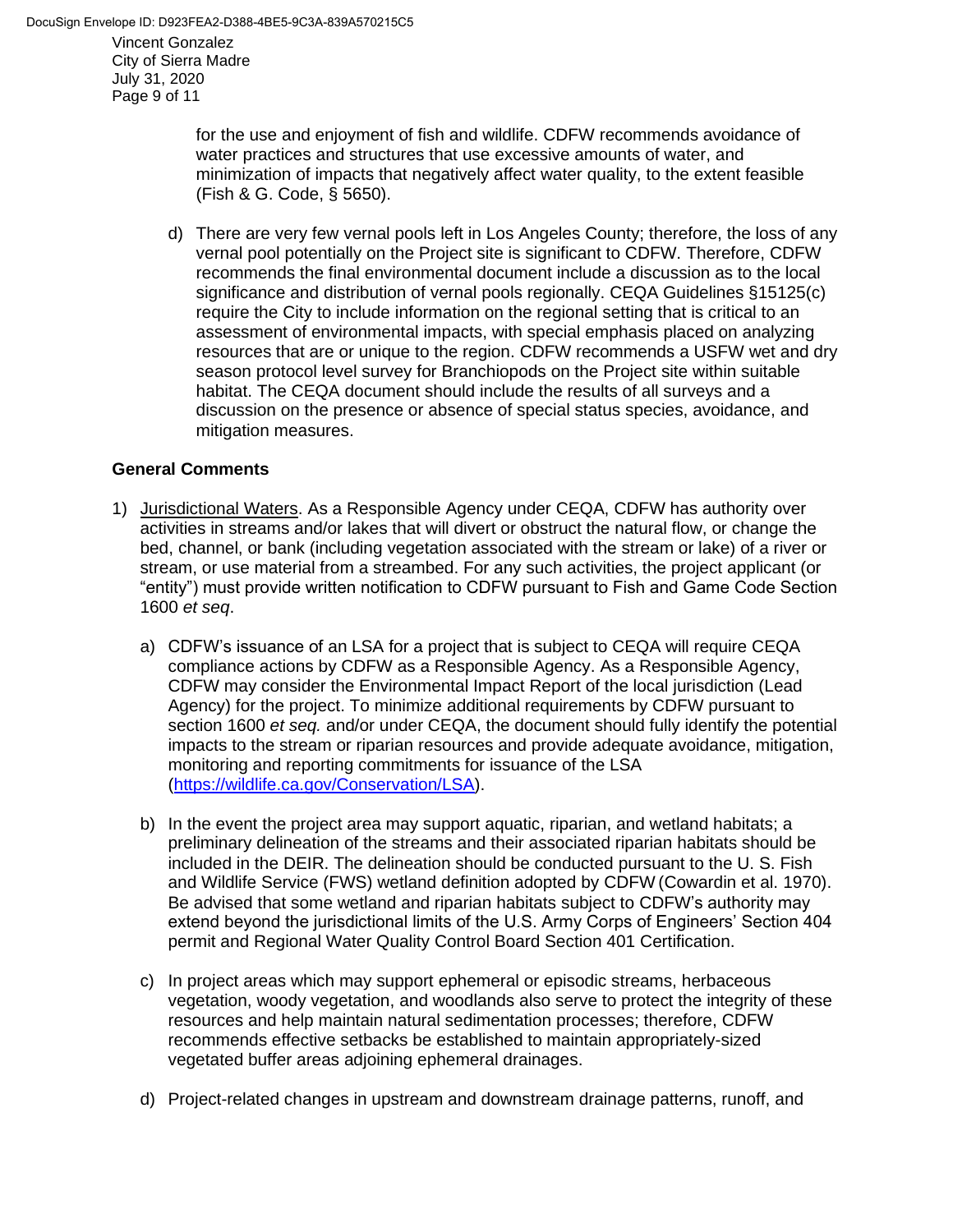for the use and enjoyment of fish and wildlife. CDFW recommends avoidance of water practices and structures that use excessive amounts of water, and minimization of impacts that negatively affect water quality, to the extent feasible (Fish & G. Code, § 5650).

d) There are very few vernal pools left in Los Angeles County; therefore, the loss of any vernal pool potentially on the Project site is significant to CDFW. Therefore, CDFW recommends the final environmental document include a discussion as to the local significance and distribution of vernal pools regionally. CEQA Guidelines §15125(c) require the City to include information on the regional setting that is critical to an assessment of environmental impacts, with special emphasis placed on analyzing resources that are or unique to the region. CDFW recommends a USFW wet and dry season protocol level survey for Branchiopods on the Project site within suitable habitat. The CEQA document should include the results of all surveys and a discussion on the presence or absence of special status species, avoidance, and mitigation measures.

**General Comments**

1) Jurisdictional Waters. As a Responsible Agency under CEQA, CDFW has authority over activities in streams and/or lakes that will divert or obstruct the natural flow, or change the bed, channel, or bank (including vegetation associated with the stream or lake) of a river or stream, or use material from a streambed. For any such activities, the project applicant (or "entity") must provide written notification to CDFW pursuant to Fish and Game Code Section 1600 *et seq*.

   a) CDFW's issuance of an LSA for a project that is subject to CEQA will require CEQA compliance actions by CDFW as a Responsible Agency. As a Responsible Agency, CDFW may consider the Environmental Impact Report of the local jurisdiction (Lead Agency) for the project. To minimize additional requirements by CDFW pursuant to section 1600 *et seq.* and/or under CEQA, the document should fully identify the potential impacts to the stream or riparian resources and provide adequate avoidance, mitigation, monitoring and reporting commitments for issuance of the LSA (https://wildlife.ca.gov/Conservation/LSA).

   b) In the event the project area may support aquatic, riparian, and wetland habitats; a preliminary delineation of the streams and their associated riparian habitats should be included in the DEIR. The delineation should be conducted pursuant to the U. S. Fish and Wildlife Service (FWS) wetland definition adopted by CDFW (Cowardin et al. 1970). Be advised that some wetland and riparian habitats subject to CDFW's authority may extend beyond the jurisdictional limits of the U.S. Army Corps of Engineers' Section 404 permit and Regional Water Quality Control Board Section 401 Certification.

   c) In project areas which may support ephemeral or episodic streams, herbaceous vegetation, woody vegetation, and woodlands also serve to protect the integrity of these resources and help maintain natural sedimentation processes; therefore, CDFW recommends effective setbacks be established to maintain appropriately-sized vegetated buffer areas adjoining ephemeral drainages.

   d) Project-related changes in upstream and downstream drainage patterns, runoff, and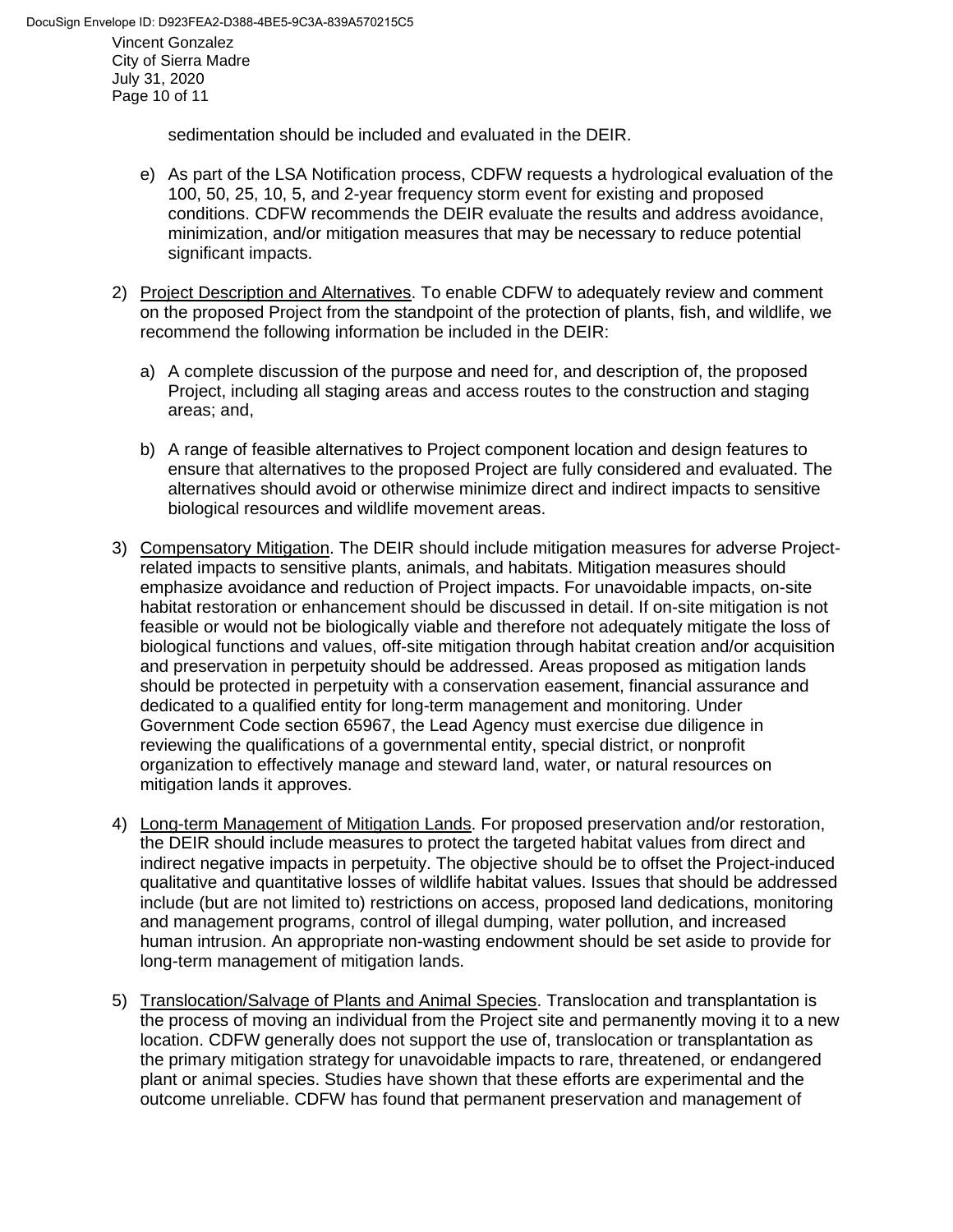sedimentation should be included and evaluated in the DEIR.

e) As part of the LSA Notification process, CDFW requests a hydrological evaluation of the 100, 50, 25, 10, 5, and 2-year frequency storm event for existing and proposed conditions. CDFW recommends the DEIR evaluate the results and address avoidance, minimization, and/or mitigation measures that may be necessary to reduce potential significant impacts.

2) Project Description and Alternatives. To enable CDFW to adequately review and comment on the proposed Project from the standpoint of the protection of plants, fish, and wildlife, we recommend the following information be included in the DEIR:

   a) A complete discussion of the purpose and need for, and description of, the proposed Project, including all staging areas and access routes to the construction and staging areas; and,

   b) A range of feasible alternatives to Project component location and design features to ensure that alternatives to the proposed Project are fully considered and evaluated. The alternatives should avoid or otherwise minimize direct and indirect impacts to sensitive biological resources and wildlife movement areas.

3) Compensatory Mitigation. The DEIR should include mitigation measures for adverse Project-related impacts to sensitive plants, animals, and habitats. Mitigation measures should emphasize avoidance and reduction of Project impacts. For unavoidable impacts, on-site habitat restoration or enhancement should be discussed in detail. If on-site mitigation is not feasible or would not be biologically viable and therefore not adequately mitigate the loss of biological functions and values, off-site mitigation through habitat creation and/or acquisition and preservation in perpetuity should be addressed. Areas proposed as mitigation lands should be protected in perpetuity with a conservation easement, financial assurance and dedicated to a qualified entity for long-term management and monitoring. Under Government Code section 65967, the Lead Agency must exercise due diligence in reviewing the qualifications of a governmental entity, special district, or nonprofit organization to effectively manage and steward land, water, or natural resources on mitigation lands it approves.

4) Long-term Management of Mitigation Lands. For proposed preservation and/or restoration, the DEIR should include measures to protect the targeted habitat values from direct and indirect negative impacts in perpetuity. The objective should be to offset the Project-induced qualitative and quantitative losses of wildlife habitat values. Issues that should be addressed include (but are not limited to) restrictions on access, proposed land dedications, monitoring and management programs, control of illegal dumping, water pollution, and increased human intrusion. An appropriate non-wasting endowment should be set aside to provide for long-term management of mitigation lands.

5) Translocation/Salvage of Plants and Animal Species. Translocation and transplantation is the process of moving an individual from the Project site and permanently moving it to a new location. CDFW generally does not support the use of, translocation or transplantation as the primary mitigation strategy for unavoidable impacts to rare, threatened, or endangered plant or animal species. Studies have shown that these efforts are experimental and the outcome unreliable. CDFW has found that permanent preservation and management of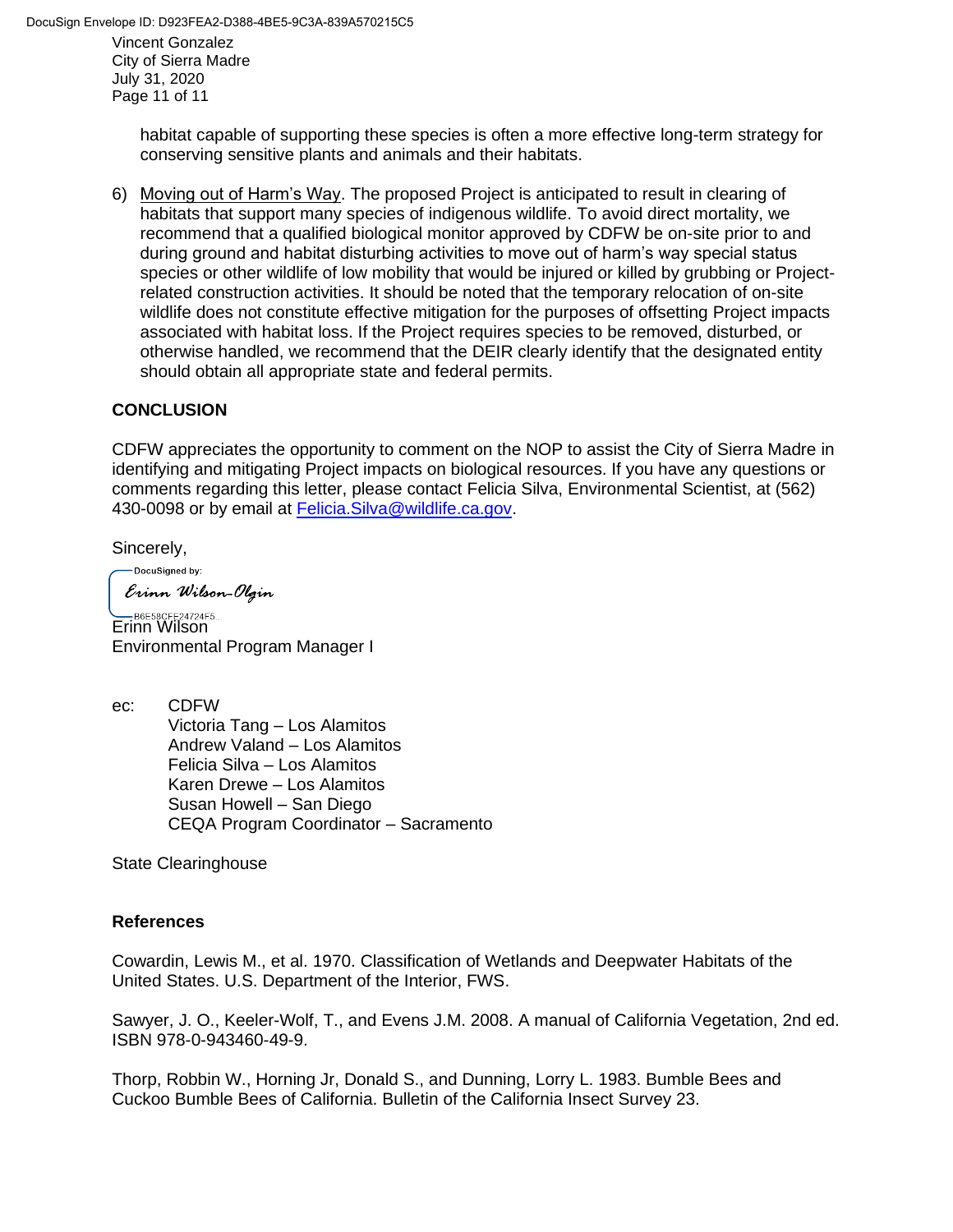habitat capable of supporting these species is often a more effective long-term strategy for conserving sensitive plants and animals and their habitats.

6) Moving out of Harm's Way. The proposed Project is anticipated to result in clearing of habitats that support many species of indigenous wildlife. To avoid direct mortality, we recommend that a qualified biological monitor approved by CDFW be on-site prior to and during ground and habitat disturbing activities to move out of harm's way special status species or other wildlife of low mobility that would be injured or killed by grubbing or Project-related construction activities. It should be noted that the temporary relocation of on-site wildlife does not constitute effective mitigation for the purposes of offsetting Project impacts associated with habitat loss. If the Project requires species to be removed, disturbed, or otherwise handled, we recommend that the DEIR clearly identify that the designated entity should obtain all appropriate state and federal permits.

## CONCLUSION

CDFW appreciates the opportunity to comment on the NOP to assist the City of Sierra Madre in identifying and mitigating Project impacts on biological resources. If you have any questions or comments regarding this letter, please contact Felicia Silva, Environmental Scientist, at (562) 430-0098 or by email at Felicia.Silva@wildlife.ca.gov.

Sincerely,

DocuSigned by:
*Erinn Wilson-Olgin*
B6E58CFE24724F5...
Erinn Wilson
Environmental Program Manager I

ec: CDFW
Victoria Tang – Los Alamitos
Andrew Valand – Los Alamitos
Felicia Silva – Los Alamitos
Karen Drewe – Los Alamitos
Susan Howell – San Diego
CEQA Program Coordinator – Sacramento

State Clearinghouse

## References

Cowardin, Lewis M., et al. 1970. Classification of Wetlands and Deepwater Habitats of the United States. U.S. Department of the Interior, FWS.

Sawyer, J. O., Keeler-Wolf, T., and Evens J.M. 2008. A manual of California Vegetation, 2nd ed. ISBN 978-0-943460-49-9.

Thorp, Robbin W., Horning Jr, Donald S., and Dunning, Lorry L. 1983. Bumble Bees and Cuckoo Bumble Bees of California. Bulletin of the California Insect Survey 23.